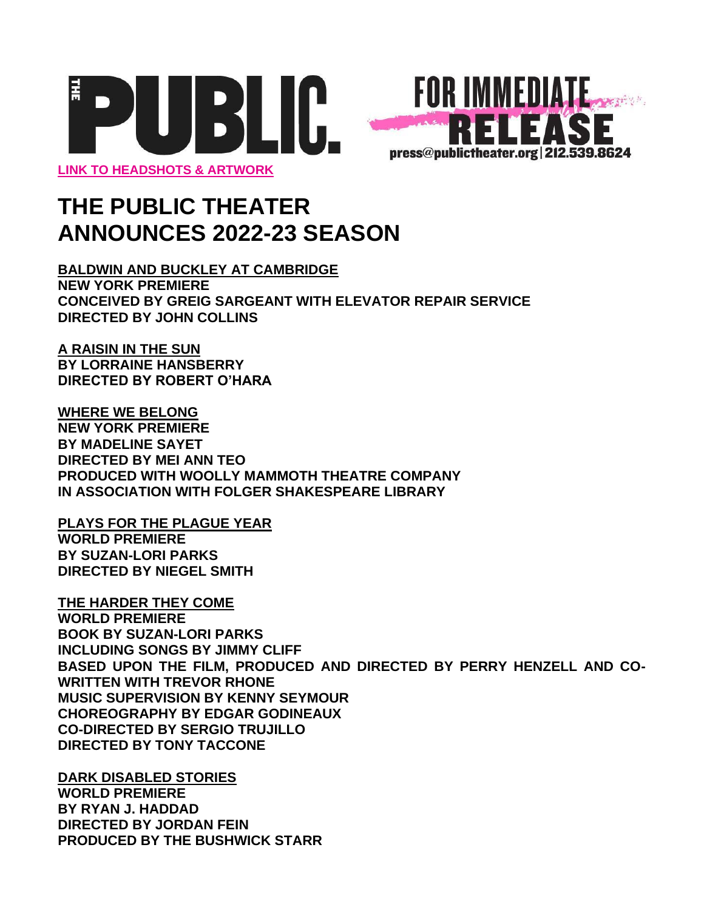THE PUBLIC.

FOR IMMEDIATE RELEASE
press@publictheater.org | 212.539.8624

[LINK TO HEADSHOTS & ARTWORK]

# THE PUBLIC THEATER ANNOUNCES 2022-23 SEASON

**BALDWIN AND BUCKLEY AT CAMBRIDGE**
**NEW YORK PREMIERE**
**CONCEIVED BY GREIG SARGEANT WITH ELEVATOR REPAIR SERVICE**
**DIRECTED BY JOHN COLLINS**

**A RAISIN IN THE SUN**
**BY LORRAINE HANSBERRY**
**DIRECTED BY ROBERT O'HARA**

**WHERE WE BELONG**
**NEW YORK PREMIERE**
**BY MADELINE SAYET**
**DIRECTED BY MEI ANN TEO**
**PRODUCED WITH WOOLLY MAMMOTH THEATRE COMPANY**
**IN ASSOCIATION WITH FOLGER SHAKESPEARE LIBRARY**

**PLAYS FOR THE PLAGUE YEAR**
**WORLD PREMIERE**
**BY SUZAN-LORI PARKS**
**DIRECTED BY NIEGEL SMITH**

**THE HARDER THEY COME**
**WORLD PREMIERE**
**BOOK BY SUZAN-LORI PARKS**
**INCLUDING SONGS BY JIMMY CLIFF**
**BASED UPON THE FILM, PRODUCED AND DIRECTED BY PERRY HENZELL AND CO-WRITTEN WITH TREVOR RHONE**
**MUSIC SUPERVISION BY KENNY SEYMOUR**
**CHOREOGRAPHY BY EDGAR GODINEAUX**
**CO-DIRECTED BY SERGIO TRUJILLO**
**DIRECTED BY TONY TACCONE**

**DARK DISABLED STORIES**
**WORLD PREMIERE**
**BY RYAN J. HADDAD**
**DIRECTED BY JORDAN FEIN**
**PRODUCED BY THE BUSHWICK STARR**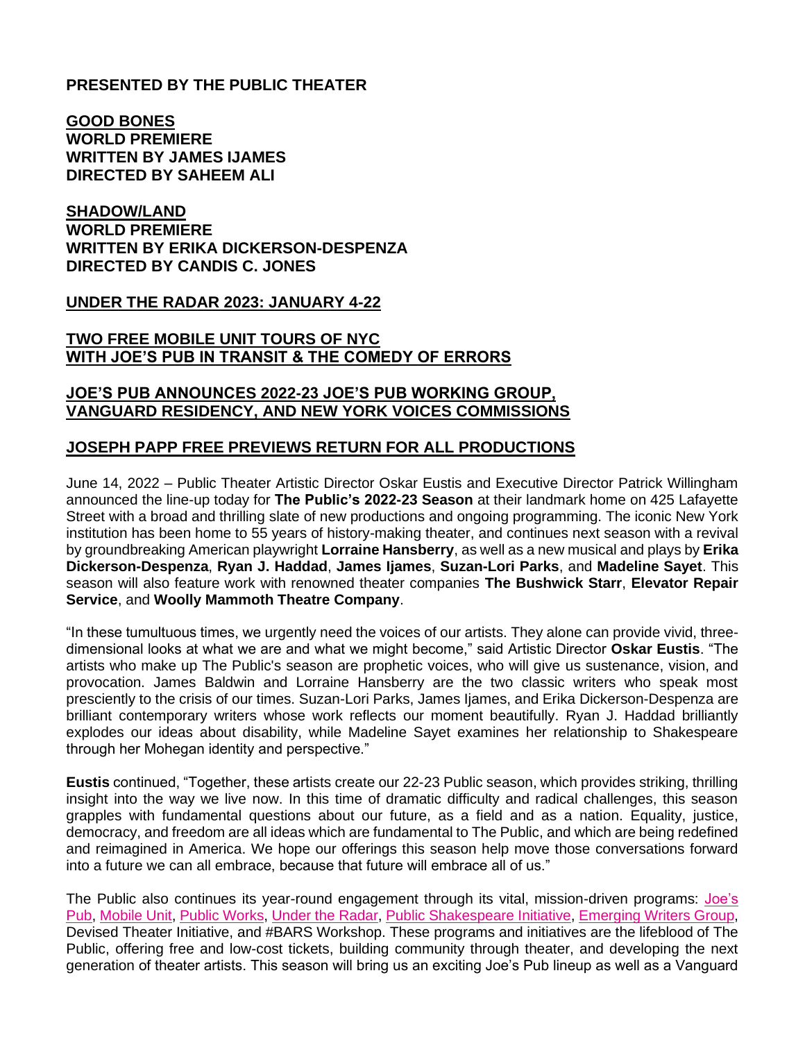**PRESENTED BY THE PUBLIC THEATER**

**GOOD BONES**
**WORLD PREMIERE**
**WRITTEN BY JAMES IJAMES**
**DIRECTED BY SAHEEM ALI**

**SHADOW/LAND**
**WORLD PREMIERE**
**WRITTEN BY ERIKA DICKERSON-DESPENZA**
**DIRECTED BY CANDIS C. JONES**

**UNDER THE RADAR 2023: JANUARY 4-22**

**TWO FREE MOBILE UNIT TOURS OF NYC**
**WITH JOE'S PUB IN TRANSIT & THE COMEDY OF ERRORS**

**JOE'S PUB ANNOUNCES 2022-23 JOE'S PUB WORKING GROUP, VANGUARD RESIDENCY, AND NEW YORK VOICES COMMISSIONS**

**JOSEPH PAPP FREE PREVIEWS RETURN FOR ALL PRODUCTIONS**

June 14, 2022 – Public Theater Artistic Director Oskar Eustis and Executive Director Patrick Willingham announced the line-up today for **The Public's 2022-23 Season** at their landmark home on 425 Lafayette Street with a broad and thrilling slate of new productions and ongoing programming. The iconic New York institution has been home to 55 years of history-making theater, and continues next season with a revival by groundbreaking American playwright **Lorraine Hansberry**, as well as a new musical and plays by **Erika Dickerson-Despenza**, **Ryan J. Haddad**, **James Ijames**, **Suzan-Lori Parks**, and **Madeline Sayet**. This season will also feature work with renowned theater companies **The Bushwick Starr**, **Elevator Repair Service**, and **Woolly Mammoth Theatre Company**.

"In these tumultuous times, we urgently need the voices of our artists. They alone can provide vivid, three-dimensional looks at what we are and what we might become," said Artistic Director **Oskar Eustis**. "The artists who make up The Public's season are prophetic voices, who will give us sustenance, vision, and provocation. James Baldwin and Lorraine Hansberry are the two classic writers who speak most presciently to the crisis of our times. Suzan-Lori Parks, James Ijames, and Erika Dickerson-Despenza are brilliant contemporary writers whose work reflects our moment beautifully. Ryan J. Haddad brilliantly explodes our ideas about disability, while Madeline Sayet examines her relationship to Shakespeare through her Mohegan identity and perspective."

**Eustis** continued, "Together, these artists create our 22-23 Public season, which provides striking, thrilling insight into the way we live now. In this time of dramatic difficulty and radical challenges, this season grapples with fundamental questions about our future, as a field and as a nation. Equality, justice, democracy, and freedom are all ideas which are fundamental to The Public, and which are being redefined and reimagined in America. We hope our offerings this season help move those conversations forward into a future we can all embrace, because that future will embrace all of us."

The Public also continues its year-round engagement through its vital, mission-driven programs: Joe's Pub, Mobile Unit, Public Works, Under the Radar, Public Shakespeare Initiative, Emerging Writers Group, Devised Theater Initiative, and #BARS Workshop. These programs and initiatives are the lifeblood of The Public, offering free and low-cost tickets, building community through theater, and developing the next generation of theater artists. This season will bring us an exciting Joe's Pub lineup as well as a Vanguard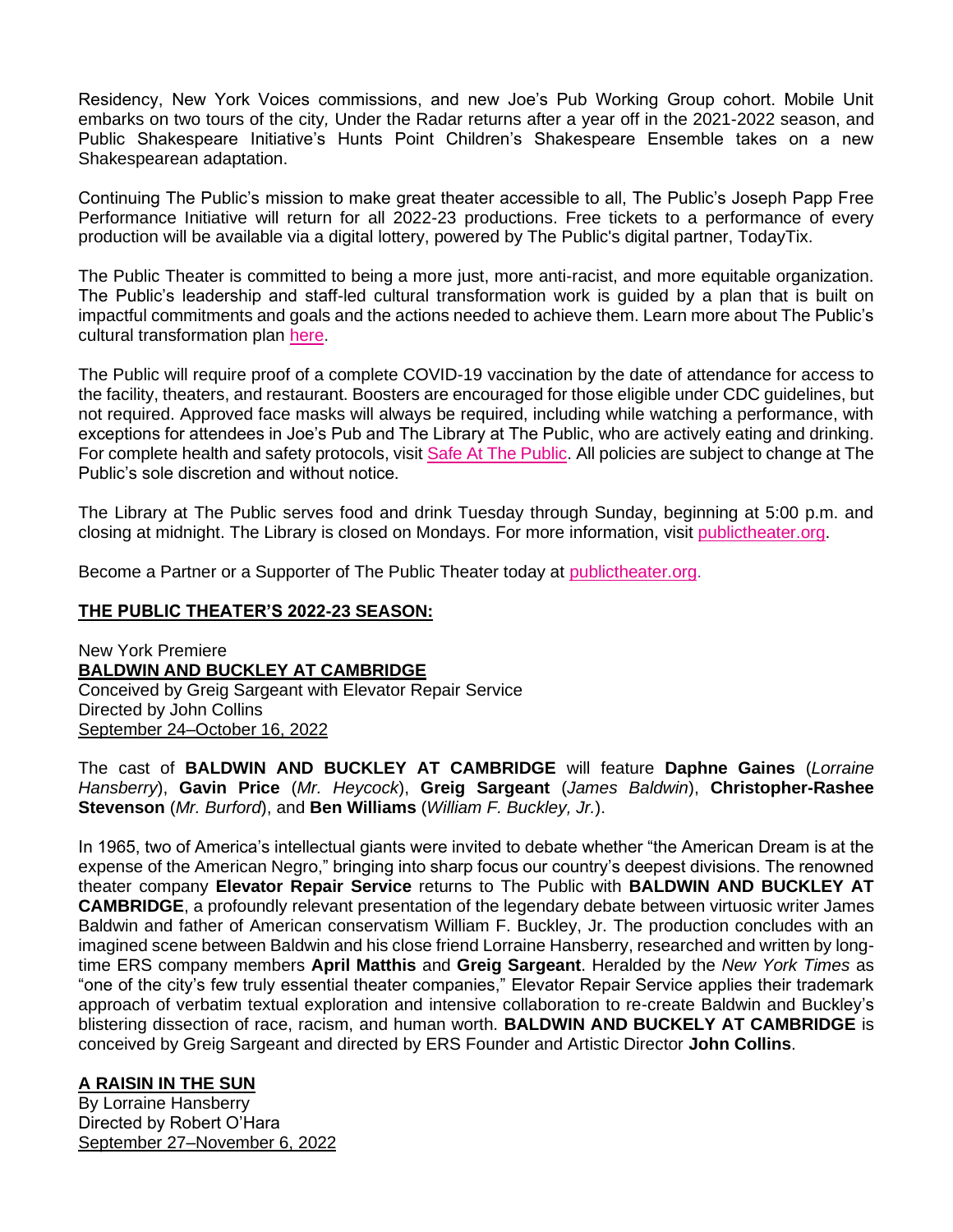Residency, New York Voices commissions, and new Joe's Pub Working Group cohort. Mobile Unit embarks on two tours of the city*,* Under the Radar returns after a year off in the 2021-2022 season, and Public Shakespeare Initiative's Hunts Point Children's Shakespeare Ensemble takes on a new Shakespearean adaptation.

Continuing The Public's mission to make great theater accessible to all, The Public's Joseph Papp Free Performance Initiative will return for all 2022-23 productions. Free tickets to a performance of every production will be available via a digital lottery, powered by The Public's digital partner, TodayTix.

The Public Theater is committed to being a more just, more anti-racist, and more equitable organization. The Public's leadership and staff-led cultural transformation work is guided by a plan that is built on impactful commitments and goals and the actions needed to achieve them. Learn more about The Public's cultural transformation plan here.

The Public will require proof of a complete COVID-19 vaccination by the date of attendance for access to the facility, theaters, and restaurant. Boosters are encouraged for those eligible under CDC guidelines, but not required. Approved face masks will always be required, including while watching a performance, with exceptions for attendees in Joe's Pub and The Library at The Public, who are actively eating and drinking. For complete health and safety protocols, visit Safe At The Public. All policies are subject to change at The Public's sole discretion and without notice.

The Library at The Public serves food and drink Tuesday through Sunday, beginning at 5:00 p.m. and closing at midnight. The Library is closed on Mondays. For more information, visit publictheater.org.

Become a Partner or a Supporter of The Public Theater today at publictheater.org.

## THE PUBLIC THEATER'S 2022-23 SEASON:

New York Premiere
**BALDWIN AND BUCKLEY AT CAMBRIDGE**
Conceived by Greig Sargeant with Elevator Repair Service
Directed by John Collins
September 24–October 16, 2022

The cast of **BALDWIN AND BUCKLEY AT CAMBRIDGE** will feature **Daphne Gaines** (*Lorraine Hansberry*), **Gavin Price** (*Mr. Heycock*), **Greig Sargeant** (*James Baldwin*), **Christopher-Rashee Stevenson** (*Mr. Burford*), and **Ben Williams** (*William F. Buckley, Jr.*).

In 1965, two of America's intellectual giants were invited to debate whether "the American Dream is at the expense of the American Negro," bringing into sharp focus our country's deepest divisions. The renowned theater company **Elevator Repair Service** returns to The Public with **BALDWIN AND BUCKLEY AT CAMBRIDGE**, a profoundly relevant presentation of the legendary debate between virtuosic writer James Baldwin and father of American conservatism William F. Buckley, Jr. The production concludes with an imagined scene between Baldwin and his close friend Lorraine Hansberry, researched and written by long-time ERS company members **April Matthis** and **Greig Sargeant**. Heralded by the *New York Times* as "one of the city's few truly essential theater companies," Elevator Repair Service applies their trademark approach of verbatim textual exploration and intensive collaboration to re-create Baldwin and Buckley's blistering dissection of race, racism, and human worth. **BALDWIN AND BUCKELY AT CAMBRIDGE** is conceived by Greig Sargeant and directed by ERS Founder and Artistic Director **John Collins**.

**A RAISIN IN THE SUN**
By Lorraine Hansberry
Directed by Robert O'Hara
September 27–November 6, 2022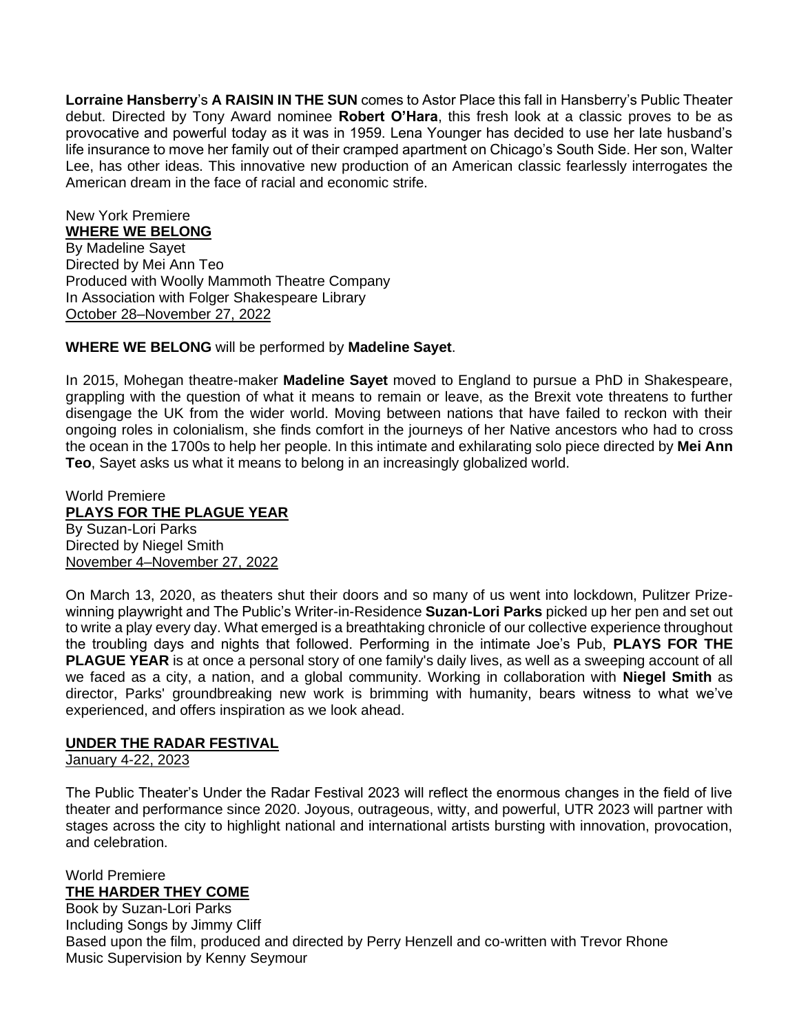**Lorraine Hansberry**'s **A RAISIN IN THE SUN** comes to Astor Place this fall in Hansberry's Public Theater debut. Directed by Tony Award nominee **Robert O'Hara**, this fresh look at a classic proves to be as provocative and powerful today as it was in 1959. Lena Younger has decided to use her late husband's life insurance to move her family out of their cramped apartment on Chicago's South Side. Her son, Walter Lee, has other ideas. This innovative new production of an American classic fearlessly interrogates the American dream in the face of racial and economic strife.

New York Premiere
**WHERE WE BELONG**
By Madeline Sayet
Directed by Mei Ann Teo
Produced with Woolly Mammoth Theatre Company
In Association with Folger Shakespeare Library
October 28–November 27, 2022

**WHERE WE BELONG** will be performed by **Madeline Sayet**.

In 2015, Mohegan theatre-maker **Madeline Sayet** moved to England to pursue a PhD in Shakespeare, grappling with the question of what it means to remain or leave, as the Brexit vote threatens to further disengage the UK from the wider world. Moving between nations that have failed to reckon with their ongoing roles in colonialism, she finds comfort in the journeys of her Native ancestors who had to cross the ocean in the 1700s to help her people. In this intimate and exhilarating solo piece directed by **Mei Ann Teo**, Sayet asks us what it means to belong in an increasingly globalized world.

World Premiere
**PLAYS FOR THE PLAGUE YEAR**
By Suzan-Lori Parks
Directed by Niegel Smith
November 4–November 27, 2022

On March 13, 2020, as theaters shut their doors and so many of us went into lockdown, Pulitzer Prize-winning playwright and The Public's Writer-in-Residence **Suzan-Lori Parks** picked up her pen and set out to write a play every day. What emerged is a breathtaking chronicle of our collective experience throughout the troubling days and nights that followed. Performing in the intimate Joe's Pub, **PLAYS FOR THE PLAGUE YEAR** is at once a personal story of one family's daily lives, as well as a sweeping account of all we faced as a city, a nation, and a global community. Working in collaboration with **Niegel Smith** as director, Parks' groundbreaking new work is brimming with humanity, bears witness to what we've experienced, and offers inspiration as we look ahead.

**UNDER THE RADAR FESTIVAL**
January 4-22, 2023

The Public Theater's Under the Radar Festival 2023 will reflect the enormous changes in the field of live theater and performance since 2020. Joyous, outrageous, witty, and powerful, UTR 2023 will partner with stages across the city to highlight national and international artists bursting with innovation, provocation, and celebration.

World Premiere
**THE HARDER THEY COME**
Book by Suzan-Lori Parks
Including Songs by Jimmy Cliff
Based upon the film, produced and directed by Perry Henzell and co-written with Trevor Rhone
Music Supervision by Kenny Seymour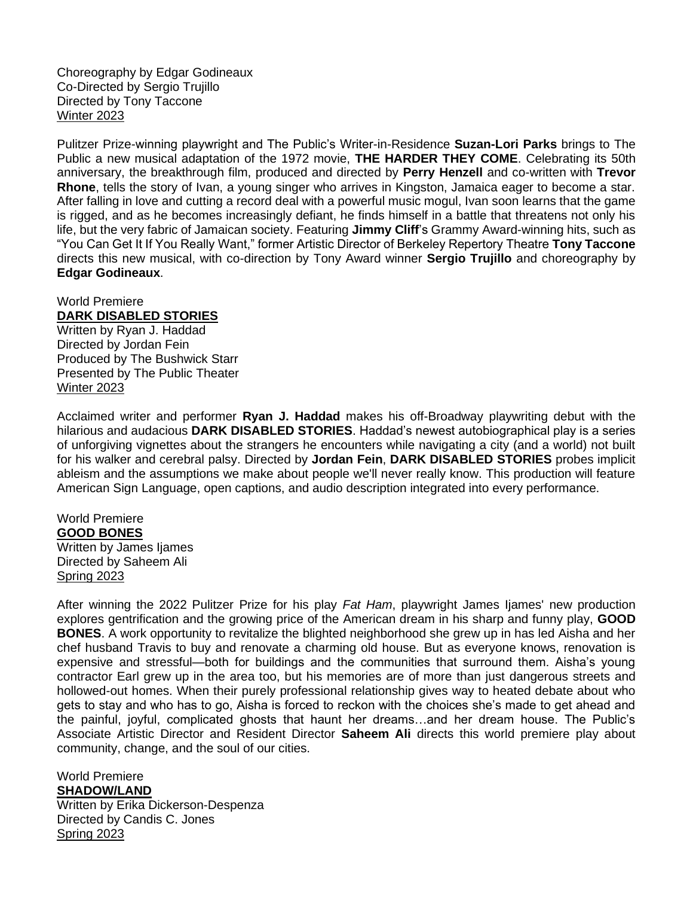Choreography by Edgar Godineaux
Co-Directed by Sergio Trujillo
Directed by Tony Taccone
Winter 2023

Pulitzer Prize-winning playwright and The Public's Writer-in-Residence **Suzan-Lori Parks** brings to The Public a new musical adaptation of the 1972 movie, **THE HARDER THEY COME**. Celebrating its 50th anniversary, the breakthrough film, produced and directed by **Perry Henzell** and co-written with **Trevor Rhone**, tells the story of Ivan, a young singer who arrives in Kingston, Jamaica eager to become a star. After falling in love and cutting a record deal with a powerful music mogul, Ivan soon learns that the game is rigged, and as he becomes increasingly defiant, he finds himself in a battle that threatens not only his life, but the very fabric of Jamaican society. Featuring **Jimmy Cliff**'s Grammy Award-winning hits, such as "You Can Get It If You Really Want," former Artistic Director of Berkeley Repertory Theatre **Tony Taccone** directs this new musical, with co-direction by Tony Award winner **Sergio Trujillo** and choreography by **Edgar Godineaux**.

World Premiere
**DARK DISABLED STORIES**
Written by Ryan J. Haddad
Directed by Jordan Fein
Produced by The Bushwick Starr
Presented by The Public Theater
Winter 2023

Acclaimed writer and performer **Ryan J. Haddad** makes his off-Broadway playwriting debut with the hilarious and audacious **DARK DISABLED STORIES**. Haddad's newest autobiographical play is a series of unforgiving vignettes about the strangers he encounters while navigating a city (and a world) not built for his walker and cerebral palsy. Directed by **Jordan Fein**, **DARK DISABLED STORIES** probes implicit ableism and the assumptions we make about people we'll never really know. This production will feature American Sign Language, open captions, and audio description integrated into every performance.

World Premiere
**GOOD BONES**
Written by James Ijames
Directed by Saheem Ali
Spring 2023

After winning the 2022 Pulitzer Prize for his play *Fat Ham*, playwright James Ijames' new production explores gentrification and the growing price of the American dream in his sharp and funny play, **GOOD BONES**. A work opportunity to revitalize the blighted neighborhood she grew up in has led Aisha and her chef husband Travis to buy and renovate a charming old house. But as everyone knows, renovation is expensive and stressful—both for buildings and the communities that surround them. Aisha's young contractor Earl grew up in the area too, but his memories are of more than just dangerous streets and hollowed-out homes. When their purely professional relationship gives way to heated debate about who gets to stay and who has to go, Aisha is forced to reckon with the choices she's made to get ahead and the painful, joyful, complicated ghosts that haunt her dreams…and her dream house. The Public's Associate Artistic Director and Resident Director **Saheem Ali** directs this world premiere play about community, change, and the soul of our cities.

World Premiere
**SHADOW/LAND**
Written by Erika Dickerson-Despenza
Directed by Candis C. Jones
Spring 2023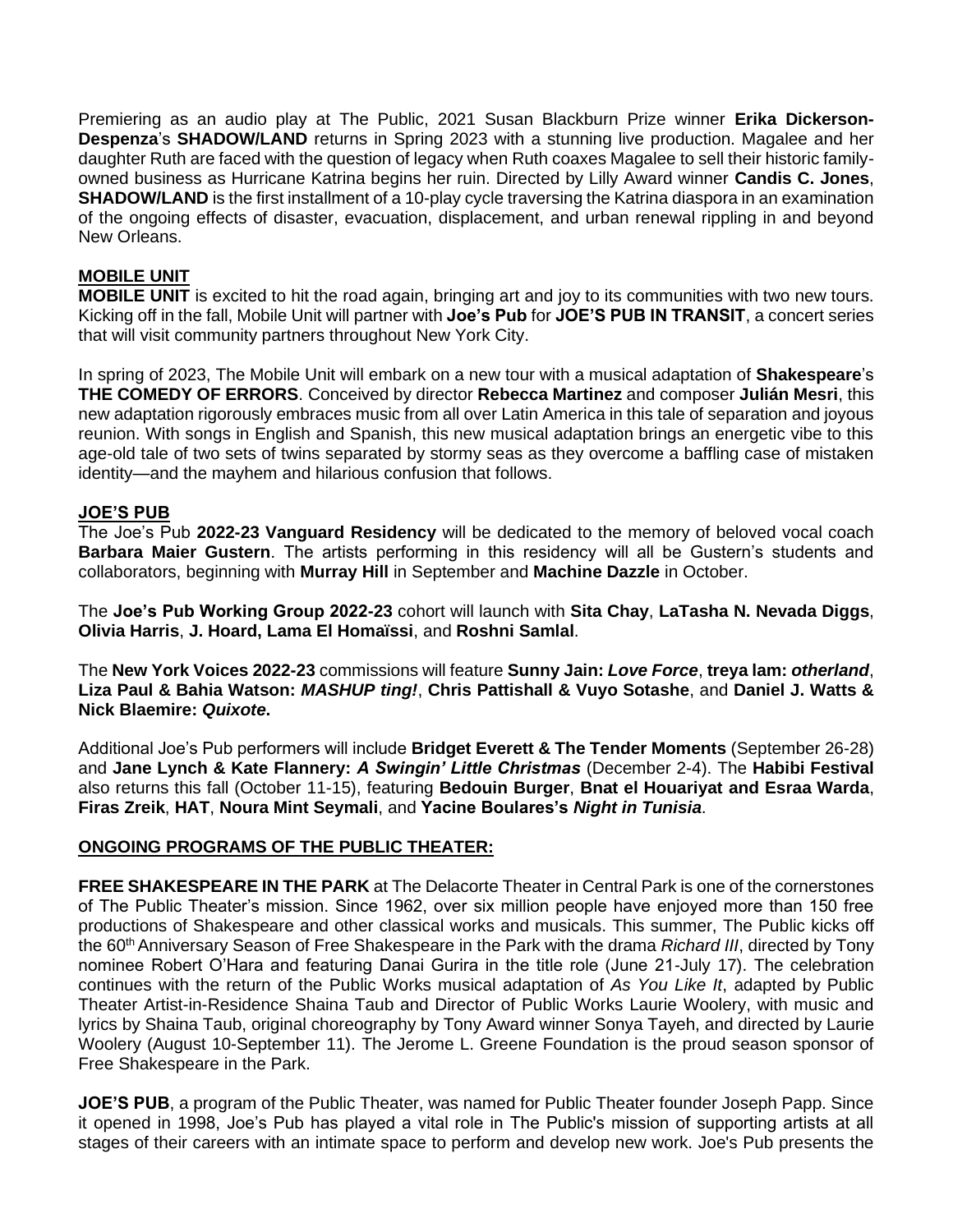Premiering as an audio play at The Public, 2021 Susan Blackburn Prize winner **Erika Dickerson-Despenza**'s **SHADOW/LAND** returns in Spring 2023 with a stunning live production. Magalee and her daughter Ruth are faced with the question of legacy when Ruth coaxes Magalee to sell their historic family-owned business as Hurricane Katrina begins her ruin. Directed by Lilly Award winner **Candis C. Jones**, **SHADOW/LAND** is the first installment of a 10-play cycle traversing the Katrina diaspora in an examination of the ongoing effects of disaster, evacuation, displacement, and urban renewal rippling in and beyond New Orleans.

**MOBILE UNIT**

**MOBILE UNIT** is excited to hit the road again, bringing art and joy to its communities with two new tours. Kicking off in the fall, Mobile Unit will partner with **Joe's Pub** for **JOE'S PUB IN TRANSIT**, a concert series that will visit community partners throughout New York City.

In spring of 2023, The Mobile Unit will embark on a new tour with a musical adaptation of **Shakespeare**'s **THE COMEDY OF ERRORS**. Conceived by director **Rebecca Martinez** and composer **Julián Mesri**, this new adaptation rigorously embraces music from all over Latin America in this tale of separation and joyous reunion. With songs in English and Spanish, this new musical adaptation brings an energetic vibe to this age-old tale of two sets of twins separated by stormy seas as they overcome a baffling case of mistaken identity—and the mayhem and hilarious confusion that follows.

**JOE'S PUB**

The Joe's Pub **2022-23 Vanguard Residency** will be dedicated to the memory of beloved vocal coach **Barbara Maier Gustern**. The artists performing in this residency will all be Gustern's students and collaborators, beginning with **Murray Hill** in September and **Machine Dazzle** in October.

The **Joe's Pub Working Group 2022-23** cohort will launch with **Sita Chay**, **LaTasha N. Nevada Diggs**, **Olivia Harris**, **J. Hoard, Lama El Homaïssi**, and **Roshni Samlal**.

The **New York Voices 2022-23** commissions will feature **Sunny Jain: *Love Force***, **treya lam: *otherland***, **Liza Paul & Bahia Watson: *MASHUP ting!***, **Chris Pattishall & Vuyo Sotashe**, and **Daniel J. Watts & Nick Blaemire: *Quixote*.**

Additional Joe's Pub performers will include **Bridget Everett & The Tender Moments** (September 26-28) and **Jane Lynch & Kate Flannery: *A Swingin' Little Christmas*** (December 2-4). The **Habibi Festival** also returns this fall (October 11-15), featuring **Bedouin Burger**, **Bnat el Houariyat and Esraa Warda**, **Firas Zreik**, **HAT**, **Noura Mint Seymali**, and **Yacine Boulares's *Night in Tunisia***.

**ONGOING PROGRAMS OF THE PUBLIC THEATER:**

**FREE SHAKESPEARE IN THE PARK** at The Delacorte Theater in Central Park is one of the cornerstones of The Public Theater's mission. Since 1962, over six million people have enjoyed more than 150 free productions of Shakespeare and other classical works and musicals. This summer, The Public kicks off the 60th Anniversary Season of Free Shakespeare in the Park with the drama *Richard III*, directed by Tony nominee Robert O'Hara and featuring Danai Gurira in the title role (June 21-July 17). The celebration continues with the return of the Public Works musical adaptation of *As You Like It*, adapted by Public Theater Artist-in-Residence Shaina Taub and Director of Public Works Laurie Woolery, with music and lyrics by Shaina Taub, original choreography by Tony Award winner Sonya Tayeh, and directed by Laurie Woolery (August 10-September 11). The Jerome L. Greene Foundation is the proud season sponsor of Free Shakespeare in the Park.

**JOE'S PUB**, a program of the Public Theater, was named for Public Theater founder Joseph Papp. Since it opened in 1998, Joe's Pub has played a vital role in The Public's mission of supporting artists at all stages of their careers with an intimate space to perform and develop new work. Joe's Pub presents the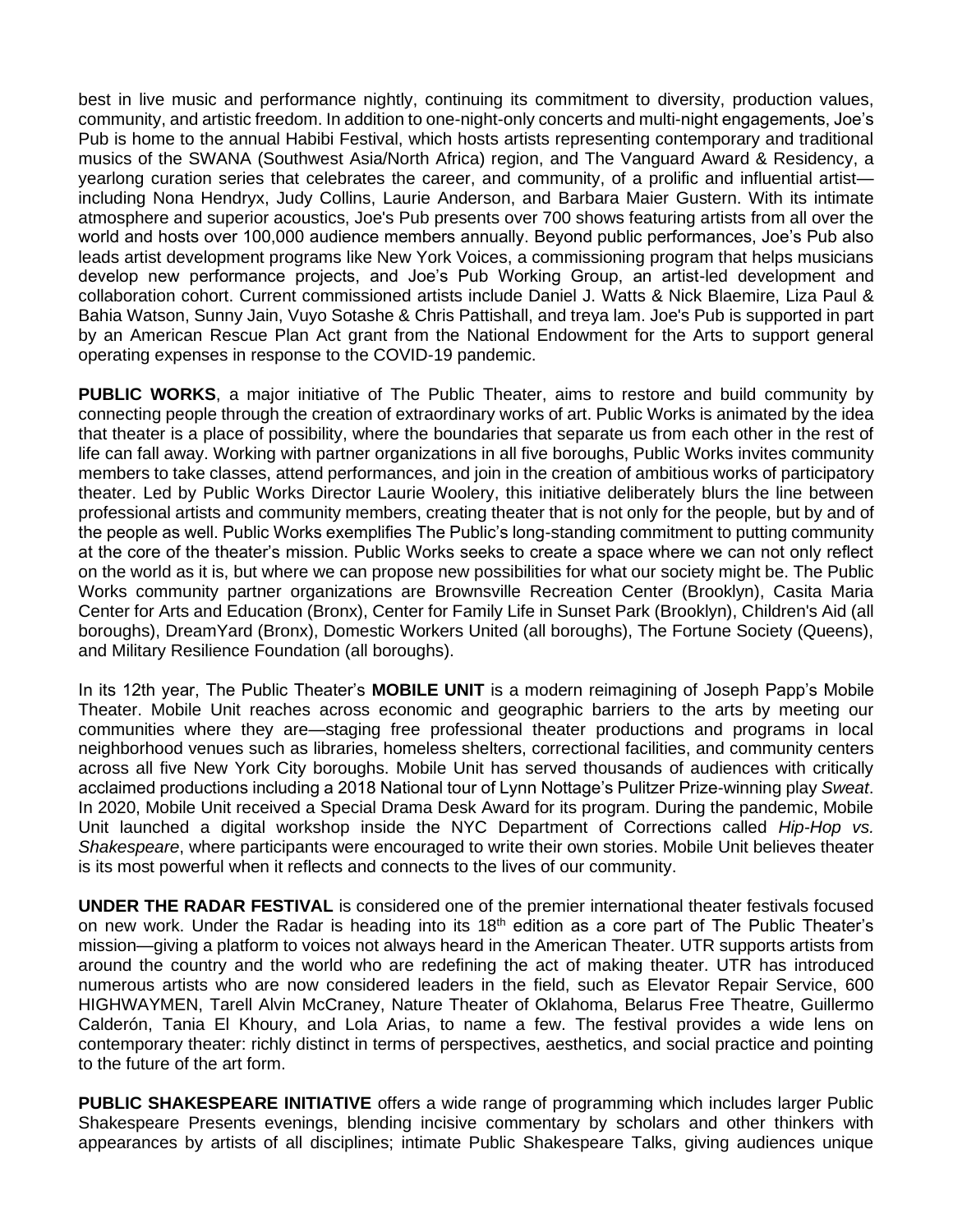best in live music and performance nightly, continuing its commitment to diversity, production values, community, and artistic freedom. In addition to one-night-only concerts and multi-night engagements, Joe's Pub is home to the annual Habibi Festival, which hosts artists representing contemporary and traditional musics of the SWANA (Southwest Asia/North Africa) region, and The Vanguard Award & Residency, a yearlong curation series that celebrates the career, and community, of a prolific and influential artist—including Nona Hendryx, Judy Collins, Laurie Anderson, and Barbara Maier Gustern. With its intimate atmosphere and superior acoustics, Joe's Pub presents over 700 shows featuring artists from all over the world and hosts over 100,000 audience members annually. Beyond public performances, Joe's Pub also leads artist development programs like New York Voices, a commissioning program that helps musicians develop new performance projects, and Joe's Pub Working Group, an artist-led development and collaboration cohort. Current commissioned artists include Daniel J. Watts & Nick Blaemire, Liza Paul & Bahia Watson, Sunny Jain, Vuyo Sotashe & Chris Pattishall, and treya lam. Joe's Pub is supported in part by an American Rescue Plan Act grant from the National Endowment for the Arts to support general operating expenses in response to the COVID-19 pandemic.

**PUBLIC WORKS**, a major initiative of The Public Theater, aims to restore and build community by connecting people through the creation of extraordinary works of art. Public Works is animated by the idea that theater is a place of possibility, where the boundaries that separate us from each other in the rest of life can fall away. Working with partner organizations in all five boroughs, Public Works invites community members to take classes, attend performances, and join in the creation of ambitious works of participatory theater. Led by Public Works Director Laurie Woolery, this initiative deliberately blurs the line between professional artists and community members, creating theater that is not only for the people, but by and of the people as well. Public Works exemplifies The Public's long-standing commitment to putting community at the core of the theater's mission. Public Works seeks to create a space where we can not only reflect on the world as it is, but where we can propose new possibilities for what our society might be. The Public Works community partner organizations are Brownsville Recreation Center (Brooklyn), Casita Maria Center for Arts and Education (Bronx), Center for Family Life in Sunset Park (Brooklyn), Children's Aid (all boroughs), DreamYard (Bronx), Domestic Workers United (all boroughs), The Fortune Society (Queens), and Military Resilience Foundation (all boroughs).

In its 12th year, The Public Theater's **MOBILE UNIT** is a modern reimagining of Joseph Papp's Mobile Theater. Mobile Unit reaches across economic and geographic barriers to the arts by meeting our communities where they are—staging free professional theater productions and programs in local neighborhood venues such as libraries, homeless shelters, correctional facilities, and community centers across all five New York City boroughs. Mobile Unit has served thousands of audiences with critically acclaimed productions including a 2018 National tour of Lynn Nottage's Pulitzer Prize-winning play *Sweat*. In 2020, Mobile Unit received a Special Drama Desk Award for its program. During the pandemic, Mobile Unit launched a digital workshop inside the NYC Department of Corrections called *Hip-Hop vs. Shakespeare*, where participants were encouraged to write their own stories. Mobile Unit believes theater is its most powerful when it reflects and connects to the lives of our community.

**UNDER THE RADAR FESTIVAL** is considered one of the premier international theater festivals focused on new work. Under the Radar is heading into its 18th edition as a core part of The Public Theater's mission—giving a platform to voices not always heard in the American Theater. UTR supports artists from around the country and the world who are redefining the act of making theater. UTR has introduced numerous artists who are now considered leaders in the field, such as Elevator Repair Service, 600 HIGHWAYMEN, Tarell Alvin McCraney, Nature Theater of Oklahoma, Belarus Free Theatre, Guillermo Calderón, Tania El Khoury, and Lola Arias, to name a few. The festival provides a wide lens on contemporary theater: richly distinct in terms of perspectives, aesthetics, and social practice and pointing to the future of the art form.

**PUBLIC SHAKESPEARE INITIATIVE** offers a wide range of programming which includes larger Public Shakespeare Presents evenings, blending incisive commentary by scholars and other thinkers with appearances by artists of all disciplines; intimate Public Shakespeare Talks, giving audiences unique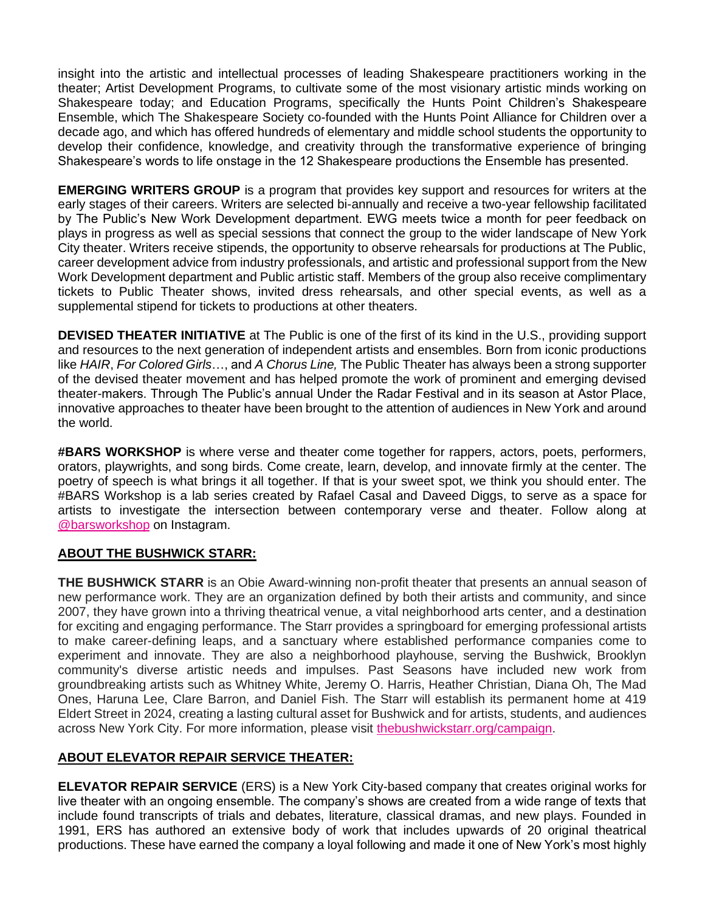insight into the artistic and intellectual processes of leading Shakespeare practitioners working in the theater; Artist Development Programs, to cultivate some of the most visionary artistic minds working on Shakespeare today; and Education Programs, specifically the Hunts Point Children's Shakespeare Ensemble, which The Shakespeare Society co-founded with the Hunts Point Alliance for Children over a decade ago, and which has offered hundreds of elementary and middle school students the opportunity to develop their confidence, knowledge, and creativity through the transformative experience of bringing Shakespeare's words to life onstage in the 12 Shakespeare productions the Ensemble has presented.

**EMERGING WRITERS GROUP** is a program that provides key support and resources for writers at the early stages of their careers. Writers are selected bi-annually and receive a two-year fellowship facilitated by The Public's New Work Development department. EWG meets twice a month for peer feedback on plays in progress as well as special sessions that connect the group to the wider landscape of New York City theater. Writers receive stipends, the opportunity to observe rehearsals for productions at The Public, career development advice from industry professionals, and artistic and professional support from the New Work Development department and Public artistic staff. Members of the group also receive complimentary tickets to Public Theater shows, invited dress rehearsals, and other special events, as well as a supplemental stipend for tickets to productions at other theaters.

**DEVISED THEATER INITIATIVE** at The Public is one of the first of its kind in the U.S., providing support and resources to the next generation of independent artists and ensembles. Born from iconic productions like *HAIR*, *For Colored Girls*…, and *A Chorus Line,* The Public Theater has always been a strong supporter of the devised theater movement and has helped promote the work of prominent and emerging devised theater-makers. Through The Public's annual Under the Radar Festival and in its season at Astor Place, innovative approaches to theater have been brought to the attention of audiences in New York and around the world.

**#BARS WORKSHOP** is where verse and theater come together for rappers, actors, poets, performers, orators, playwrights, and song birds. Come create, learn, develop, and innovate firmly at the center. The poetry of speech is what brings it all together. If that is your sweet spot, we think you should enter. The #BARS Workshop is a lab series created by Rafael Casal and Daveed Diggs, to serve as a space for artists to investigate the intersection between contemporary verse and theater. Follow along at @barsworkshop on Instagram.

**ABOUT THE BUSHWICK STARR:**

**THE BUSHWICK STARR** is an Obie Award-winning non-profit theater that presents an annual season of new performance work. They are an organization defined by both their artists and community, and since 2007, they have grown into a thriving theatrical venue, a vital neighborhood arts center, and a destination for exciting and engaging performance. The Starr provides a springboard for emerging professional artists to make career-defining leaps, and a sanctuary where established performance companies come to experiment and innovate. They are also a neighborhood playhouse, serving the Bushwick, Brooklyn community's diverse artistic needs and impulses. Past Seasons have included new work from groundbreaking artists such as Whitney White, Jeremy O. Harris, Heather Christian, Diana Oh, The Mad Ones, Haruna Lee, Clare Barron, and Daniel Fish. The Starr will establish its permanent home at 419 Eldert Street in 2024, creating a lasting cultural asset for Bushwick and for artists, students, and audiences across New York City. For more information, please visit thebushwickstarr.org/campaign.

**ABOUT ELEVATOR REPAIR SERVICE THEATER:**

**ELEVATOR REPAIR SERVICE** (ERS) is a New York City-based company that creates original works for live theater with an ongoing ensemble. The company's shows are created from a wide range of texts that include found transcripts of trials and debates, literature, classical dramas, and new plays. Founded in 1991, ERS has authored an extensive body of work that includes upwards of 20 original theatrical productions. These have earned the company a loyal following and made it one of New York's most highly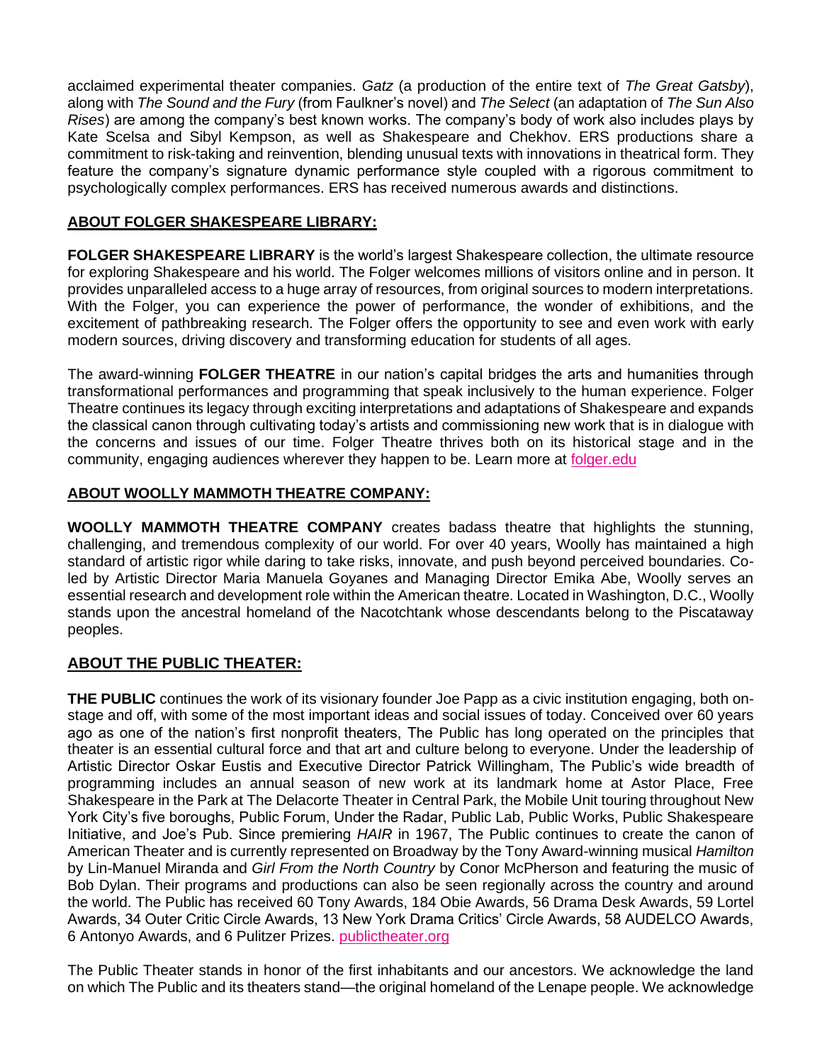acclaimed experimental theater companies. *Gatz* (a production of the entire text of *The Great Gatsby*), along with *The Sound and the Fury* (from Faulkner's novel) and *The Select* (an adaptation of *The Sun Also Rises*) are among the company's best known works. The company's body of work also includes plays by Kate Scelsa and Sibyl Kempson, as well as Shakespeare and Chekhov. ERS productions share a commitment to risk-taking and reinvention, blending unusual texts with innovations in theatrical form. They feature the company's signature dynamic performance style coupled with a rigorous commitment to psychologically complex performances. ERS has received numerous awards and distinctions.

## ABOUT FOLGER SHAKESPEARE LIBRARY:

**FOLGER SHAKESPEARE LIBRARY** is the world's largest Shakespeare collection, the ultimate resource for exploring Shakespeare and his world. The Folger welcomes millions of visitors online and in person. It provides unparalleled access to a huge array of resources, from original sources to modern interpretations. With the Folger, you can experience the power of performance, the wonder of exhibitions, and the excitement of pathbreaking research. The Folger offers the opportunity to see and even work with early modern sources, driving discovery and transforming education for students of all ages.

The award-winning **FOLGER THEATRE** in our nation's capital bridges the arts and humanities through transformational performances and programming that speak inclusively to the human experience. Folger Theatre continues its legacy through exciting interpretations and adaptations of Shakespeare and expands the classical canon through cultivating today's artists and commissioning new work that is in dialogue with the concerns and issues of our time. Folger Theatre thrives both on its historical stage and in the community, engaging audiences wherever they happen to be. Learn more at folger.edu

## ABOUT WOOLLY MAMMOTH THEATRE COMPANY:

**WOOLLY MAMMOTH THEATRE COMPANY** creates badass theatre that highlights the stunning, challenging, and tremendous complexity of our world. For over 40 years, Woolly has maintained a high standard of artistic rigor while daring to take risks, innovate, and push beyond perceived boundaries. Co-led by Artistic Director Maria Manuela Goyanes and Managing Director Emika Abe, Woolly serves an essential research and development role within the American theatre. Located in Washington, D.C., Woolly stands upon the ancestral homeland of the Nacotchtank whose descendants belong to the Piscataway peoples.

## ABOUT THE PUBLIC THEATER:

**THE PUBLIC** continues the work of its visionary founder Joe Papp as a civic institution engaging, both on-stage and off, with some of the most important ideas and social issues of today. Conceived over 60 years ago as one of the nation's first nonprofit theaters, The Public has long operated on the principles that theater is an essential cultural force and that art and culture belong to everyone. Under the leadership of Artistic Director Oskar Eustis and Executive Director Patrick Willingham, The Public's wide breadth of programming includes an annual season of new work at its landmark home at Astor Place, Free Shakespeare in the Park at The Delacorte Theater in Central Park, the Mobile Unit touring throughout New York City's five boroughs, Public Forum, Under the Radar, Public Lab, Public Works, Public Shakespeare Initiative, and Joe's Pub. Since premiering *HAIR* in 1967, The Public continues to create the canon of American Theater and is currently represented on Broadway by the Tony Award-winning musical *Hamilton* by Lin-Manuel Miranda and *Girl From the North Country* by Conor McPherson and featuring the music of Bob Dylan. Their programs and productions can also be seen regionally across the country and around the world. The Public has received 60 Tony Awards, 184 Obie Awards, 56 Drama Desk Awards, 59 Lortel Awards, 34 Outer Critic Circle Awards, 13 New York Drama Critics' Circle Awards, 58 AUDELCO Awards, 6 Antonyo Awards, and 6 Pulitzer Prizes. publictheater.org

The Public Theater stands in honor of the first inhabitants and our ancestors. We acknowledge the land on which The Public and its theaters stand—the original homeland of the Lenape people. We acknowledge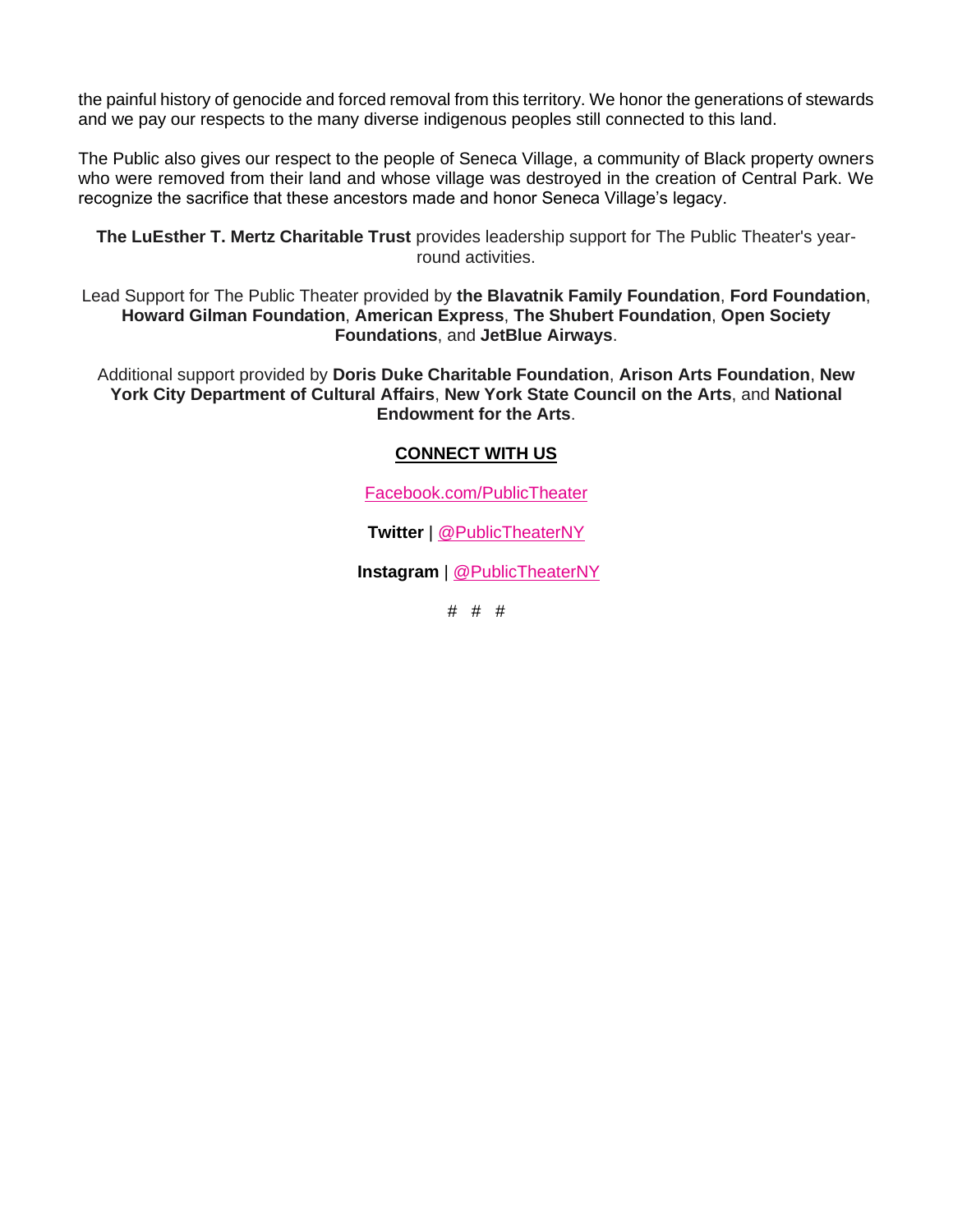the painful history of genocide and forced removal from this territory. We honor the generations of stewards and we pay our respects to the many diverse indigenous peoples still connected to this land.

The Public also gives our respect to the people of Seneca Village, a community of Black property owners who were removed from their land and whose village was destroyed in the creation of Central Park. We recognize the sacrifice that these ancestors made and honor Seneca Village's legacy.

**The LuEsther T. Mertz Charitable Trust** provides leadership support for The Public Theater's year-round activities.

Lead Support for The Public Theater provided by **the Blavatnik Family Foundation**, **Ford Foundation**, **Howard Gilman Foundation**, **American Express**, **The Shubert Foundation**, **Open Society Foundations**, and **JetBlue Airways**.

Additional support provided by **Doris Duke Charitable Foundation**, **Arison Arts Foundation**, **New York City Department of Cultural Affairs**, **New York State Council on the Arts**, and **National Endowment for the Arts**.

**CONNECT WITH US**

Facebook.com/PublicTheater

**Twitter** | @PublicTheaterNY

**Instagram** | @PublicTheaterNY

# # #